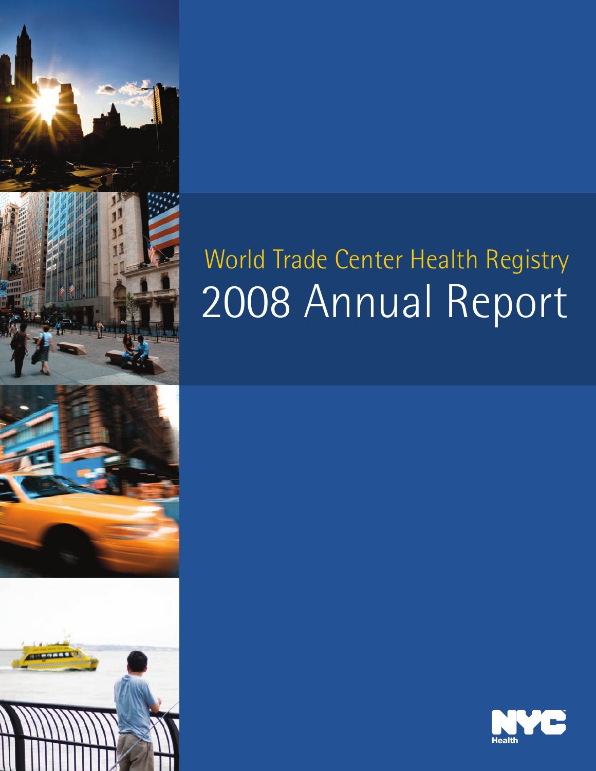# World Trade Center Health Registry

# 2008 Annual Report

NYC Health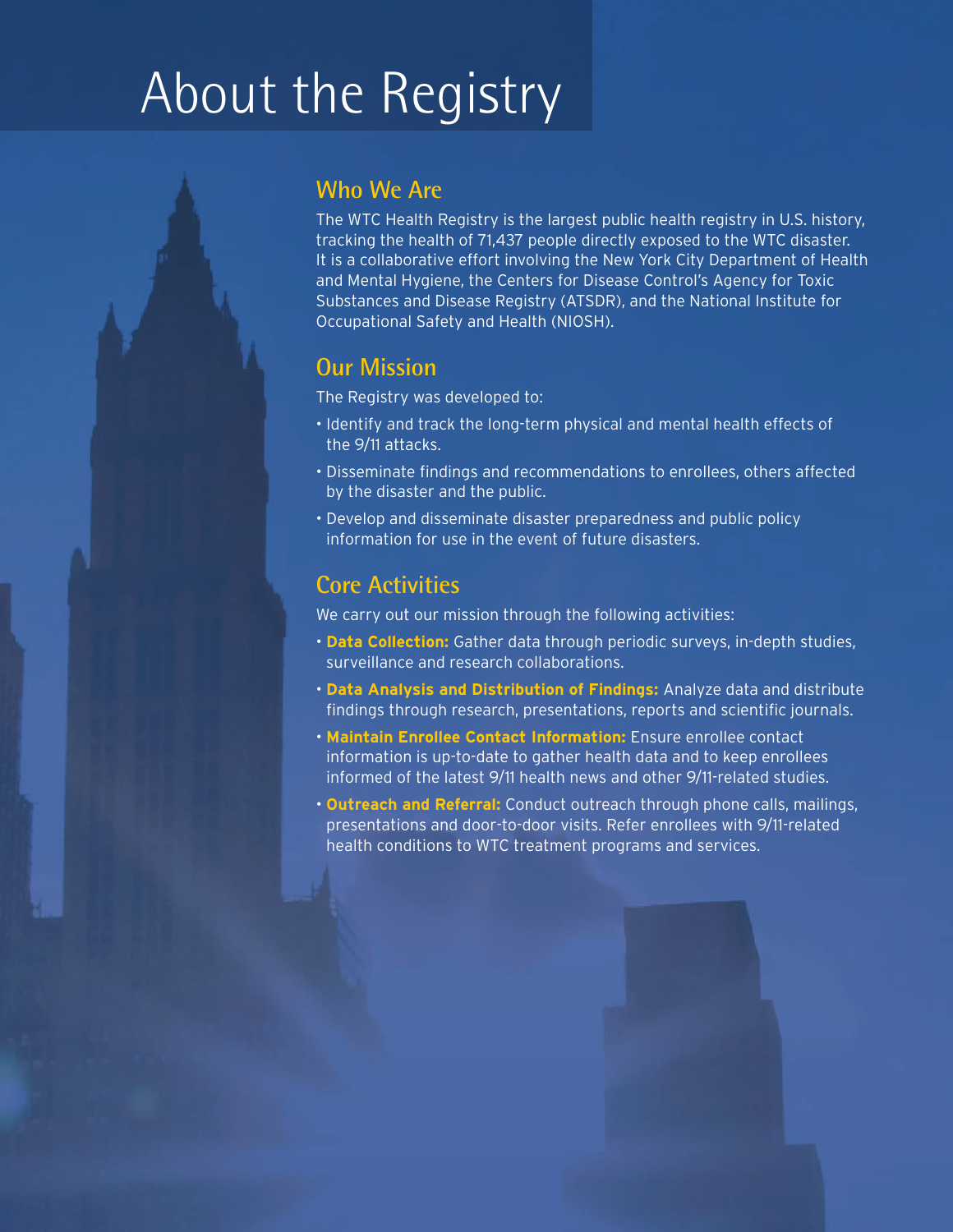# About the Registry

## Who We Are

The WTC Health Registry is the largest public health registry in U.S. history, tracking the health of 71,437 people directly exposed to the WTC disaster. It is a collaborative effort involving the New York City Department of Health and Mental Hygiene, the Centers for Disease Control's Agency for Toxic Substances and Disease Registry (ATSDR), and the National Institute for Occupational Safety and Health (NIOSH).

## Our Mission

The Registry was developed to:

- Identify and track the long-term physical and mental health effects of the 9/11 attacks.
- Disseminate findings and recommendations to enrollees, others affected by the disaster and the public.
- Develop and disseminate disaster preparedness and public policy information for use in the event of future disasters.

## Core Activities

We carry out our mission through the following activities:

- **Data Collection:** Gather data through periodic surveys, in-depth studies, surveillance and research collaborations.
- **Data Analysis and Distribution of Findings:** Analyze data and distribute findings through research, presentations, reports and scientific journals.
- **Maintain Enrollee Contact Information:** Ensure enrollee contact information is up-to-date to gather health data and to keep enrollees informed of the latest 9/11 health news and other 9/11-related studies.
- **Outreach and Referral:** Conduct outreach through phone calls, mailings, presentations and door-to-door visits. Refer enrollees with 9/11-related health conditions to WTC treatment programs and services.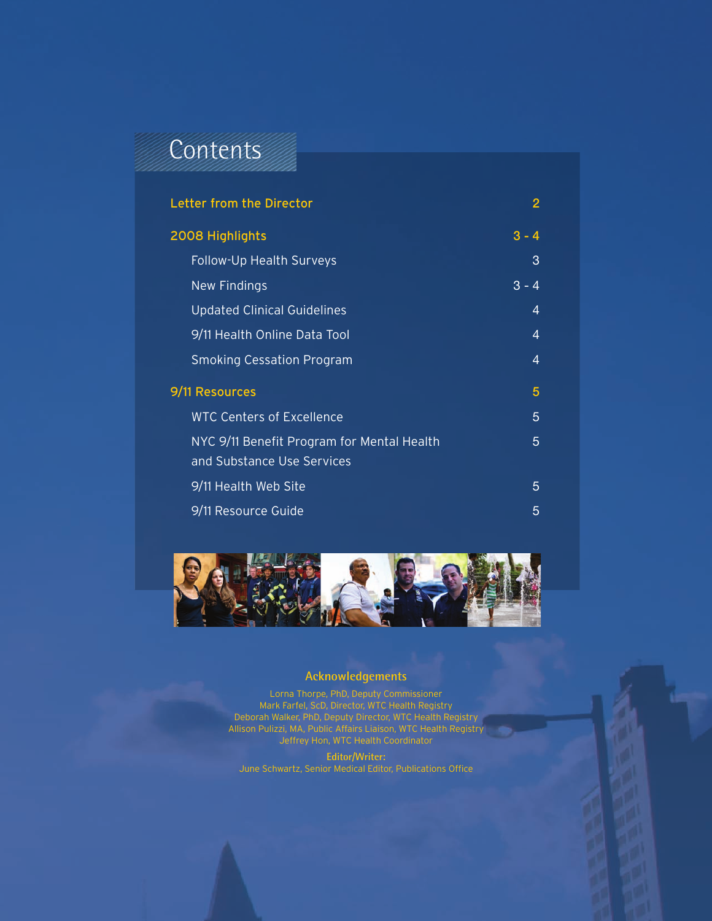# Contents

| | |
|---|---|
| **Letter from the Director** | **2** |
| **2008 Highlights** | **3 - 4** |
| Follow-Up Health Surveys | 3 |
| New Findings | 3 - 4 |
| Updated Clinical Guidelines | 4 |
| 9/11 Health Online Data Tool | 4 |
| Smoking Cessation Program | 4 |
| **9/11 Resources** | **5** |
| WTC Centers of Excellence | 5 |
| NYC 9/11 Benefit Program for Mental Health and Substance Use Services | 5 |
| 9/11 Health Web Site | 5 |
| 9/11 Resource Guide | 5 |

## Acknowledgements

Lorna Thorpe, PhD, Deputy Commissioner
Mark Farfel, ScD, Director, WTC Health Registry
Deborah Walker, PhD, Deputy Director, WTC Health Registry
Allison Pulizzi, MA, Public Affairs Liaison, WTC Health Registry
Jeffrey Hon, WTC Health Coordinator

**Editor/Writer:**
June Schwartz, Senior Medical Editor, Publications Office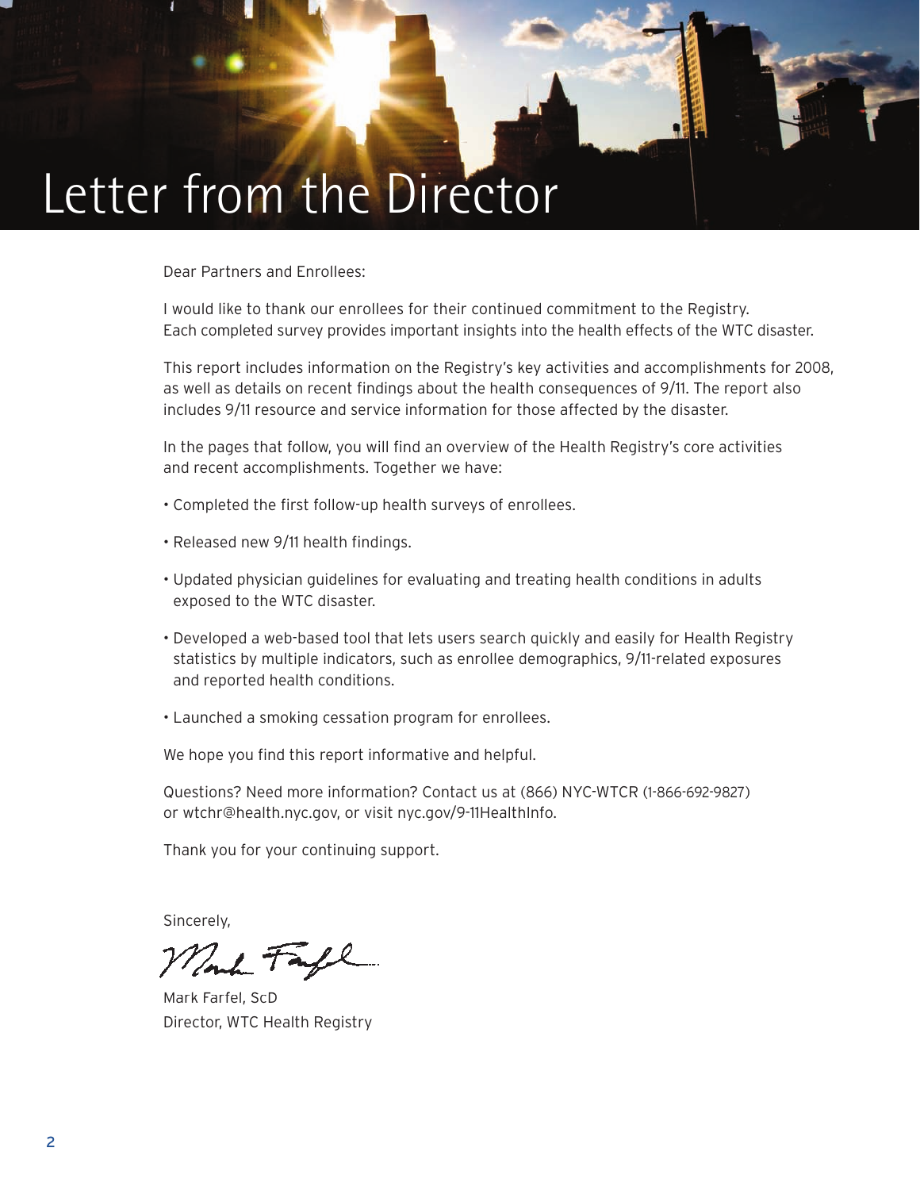# Letter from the Director

Dear Partners and Enrollees:

I would like to thank our enrollees for their continued commitment to the Registry. Each completed survey provides important insights into the health effects of the WTC disaster.

This report includes information on the Registry's key activities and accomplishments for 2008, as well as details on recent findings about the health consequences of 9/11. The report also includes 9/11 resource and service information for those affected by the disaster.

In the pages that follow, you will find an overview of the Health Registry's core activities and recent accomplishments. Together we have:

- Completed the first follow-up health surveys of enrollees.
- Released new 9/11 health findings.
- Updated physician guidelines for evaluating and treating health conditions in adults exposed to the WTC disaster.
- Developed a web-based tool that lets users search quickly and easily for Health Registry statistics by multiple indicators, such as enrollee demographics, 9/11-related exposures and reported health conditions.
- Launched a smoking cessation program for enrollees.

We hope you find this report informative and helpful.

Questions? Need more information? Contact us at (866) NYC-WTCR (1-866-692-9827) or wtchr@health.nyc.gov, or visit nyc.gov/9-11HealthInfo.

Thank you for your continuing support.

Sincerely,

Mark Farfel, ScD
Director, WTC Health Registry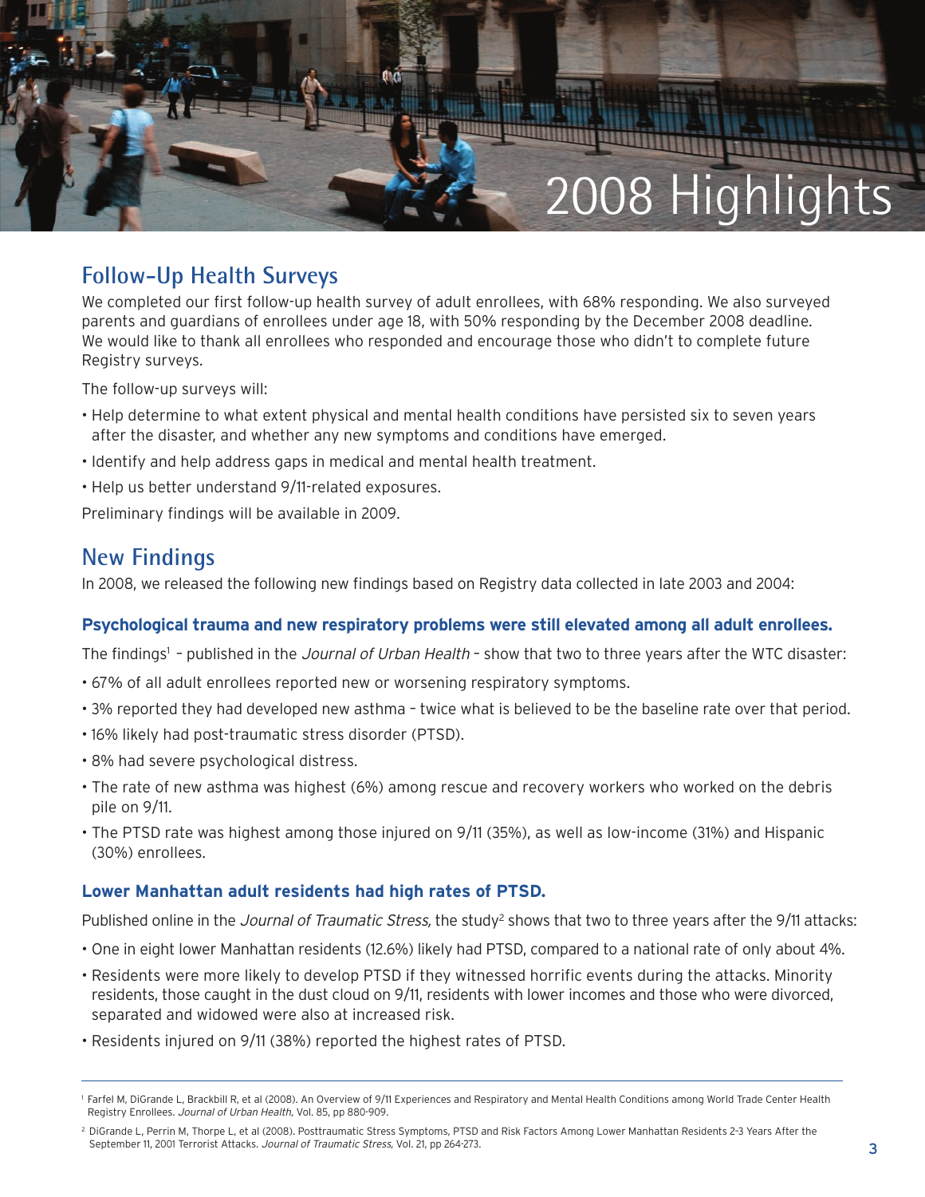# 2008 Highlights

## Follow-Up Health Surveys

We completed our first follow-up health survey of adult enrollees, with 68% responding. We also surveyed parents and guardians of enrollees under age 18, with 50% responding by the December 2008 deadline. We would like to thank all enrollees who responded and encourage those who didn't to complete future Registry surveys.

The follow-up surveys will:

- Help determine to what extent physical and mental health conditions have persisted six to seven years after the disaster, and whether any new symptoms and conditions have emerged.
- Identify and help address gaps in medical and mental health treatment.
- Help us better understand 9/11-related exposures.

Preliminary findings will be available in 2009.

## New Findings

In 2008, we released the following new findings based on Registry data collected in late 2003 and 2004:

### Psychological trauma and new respiratory problems were still elevated among all adult enrollees.

The findings[1] – published in the *Journal of Urban Health* – show that two to three years after the WTC disaster:

- 67% of all adult enrollees reported new or worsening respiratory symptoms.
- 3% reported they had developed new asthma – twice what is believed to be the baseline rate over that period.
- 16% likely had post-traumatic stress disorder (PTSD).
- 8% had severe psychological distress.
- The rate of new asthma was highest (6%) among rescue and recovery workers who worked on the debris pile on 9/11.
- The PTSD rate was highest among those injured on 9/11 (35%), as well as low-income (31%) and Hispanic (30%) enrollees.

### Lower Manhattan adult residents had high rates of PTSD.

Published online in the *Journal of Traumatic Stress,* the study[2] shows that two to three years after the 9/11 attacks:

- One in eight lower Manhattan residents (12.6%) likely had PTSD, compared to a national rate of only about 4%.
- Residents were more likely to develop PTSD if they witnessed horrific events during the attacks. Minority residents, those caught in the dust cloud on 9/11, residents with lower incomes and those who were divorced, separated and widowed were also at increased risk.
- Residents injured on 9/11 (38%) reported the highest rates of PTSD.

---

[1] Farfel M, DiGrande L, Brackbill R, et al (2008). An Overview of 9/11 Experiences and Respiratory and Mental Health Conditions among World Trade Center Health Registry Enrollees. *Journal of Urban Health,* Vol. 85, pp 880-909.

[2] DiGrande L, Perrin M, Thorpe L, et al (2008). Posttraumatic Stress Symptoms, PTSD and Risk Factors Among Lower Manhattan Residents 2-3 Years After the September 11, 2001 Terrorist Attacks. *Journal of Traumatic Stress,* Vol. 21, pp 264-273.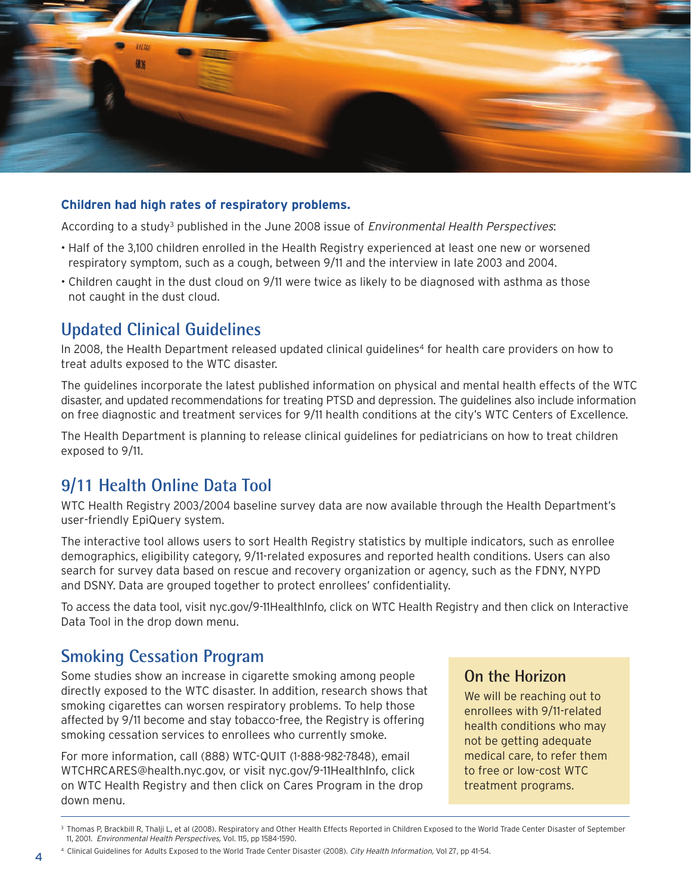**Children had high rates of respiratory problems.**

According to a study[3] published in the June 2008 issue of *Environmental Health Perspectives*:

- Half of the 3,100 children enrolled in the Health Registry experienced at least one new or worsened respiratory symptom, such as a cough, between 9/11 and the interview in late 2003 and 2004.
- Children caught in the dust cloud on 9/11 were twice as likely to be diagnosed with asthma as those not caught in the dust cloud.

## Updated Clinical Guidelines

In 2008, the Health Department released updated clinical guidelines[4] for health care providers on how to treat adults exposed to the WTC disaster.

The guidelines incorporate the latest published information on physical and mental health effects of the WTC disaster, and updated recommendations for treating PTSD and depression. The guidelines also include information on free diagnostic and treatment services for 9/11 health conditions at the city's WTC Centers of Excellence.

The Health Department is planning to release clinical guidelines for pediatricians on how to treat children exposed to 9/11.

## 9/11 Health Online Data Tool

WTC Health Registry 2003/2004 baseline survey data are now available through the Health Department's user-friendly EpiQuery system.

The interactive tool allows users to sort Health Registry statistics by multiple indicators, such as enrollee demographics, eligibility category, 9/11-related exposures and reported health conditions. Users can also search for survey data based on rescue and recovery organization or agency, such as the FDNY, NYPD and DSNY. Data are grouped together to protect enrollees' confidentiality.

To access the data tool, visit nyc.gov/9-11HealthInfo, click on WTC Health Registry and then click on Interactive Data Tool in the drop down menu.

## Smoking Cessation Program

Some studies show an increase in cigarette smoking among people directly exposed to the WTC disaster. In addition, research shows that smoking cigarettes can worsen respiratory problems. To help those affected by 9/11 become and stay tobacco-free, the Registry is offering smoking cessation services to enrollees who currently smoke.

For more information, call (888) WTC-QUIT (1-888-982-7848), email WTCHRCARES@health.nyc.gov, or visit nyc.gov/9-11HealthInfo, click on WTC Health Registry and then click on Cares Program in the drop down menu.

### On the Horizon

We will be reaching out to enrollees with 9/11-related health conditions who may not be getting adequate medical care, to refer them to free or low-cost WTC treatment programs.

---

[3] Thomas P, Brackbill R, Thalji L, et al (2008). Respiratory and Other Health Effects Reported in Children Exposed to the World Trade Center Disaster of September 11, 2001. *Environmental Health Perspectives*, Vol. 115, pp 1584-1590.

[4] Clinical Guidelines for Adults Exposed to the World Trade Center Disaster (2008). *City Health Information*, Vol 27, pp 41-54.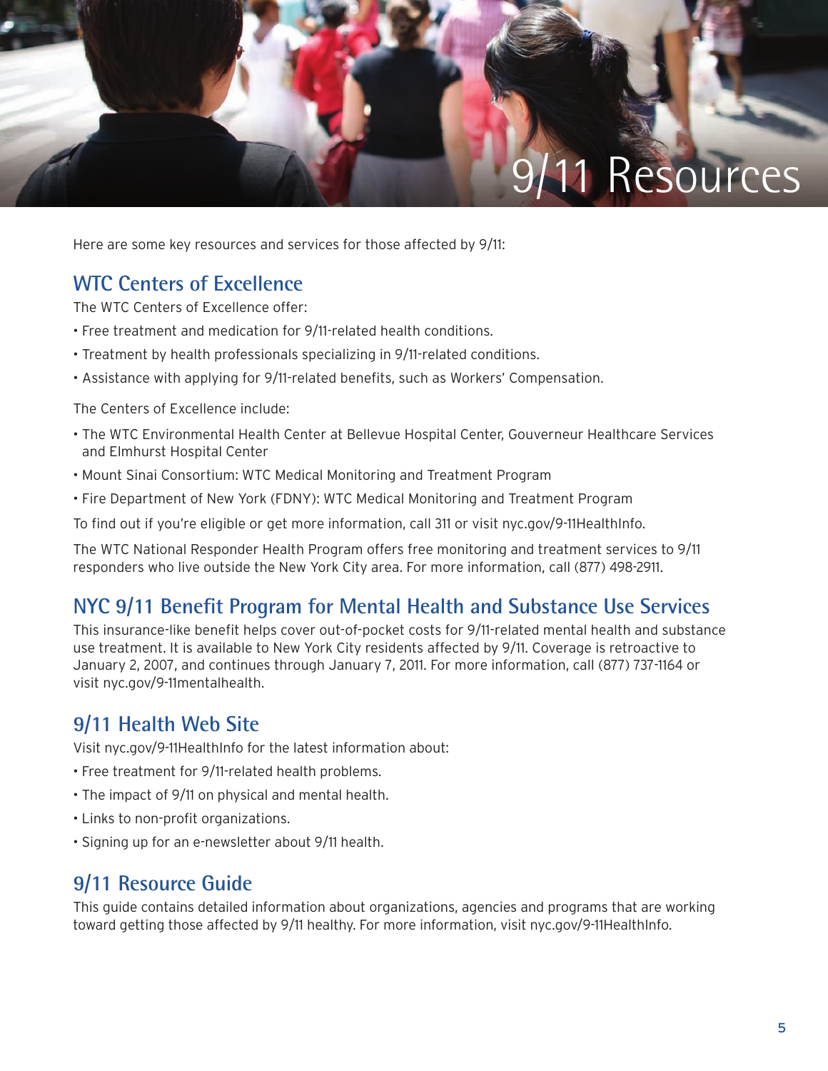# 9/11 Resources

Here are some key resources and services for those affected by 9/11:

## WTC Centers of Excellence

The WTC Centers of Excellence offer:

- Free treatment and medication for 9/11-related health conditions.
- Treatment by health professionals specializing in 9/11-related conditions.
- Assistance with applying for 9/11-related benefits, such as Workers' Compensation.

The Centers of Excellence include:

- The WTC Environmental Health Center at Bellevue Hospital Center, Gouverneur Healthcare Services and Elmhurst Hospital Center
- Mount Sinai Consortium: WTC Medical Monitoring and Treatment Program
- Fire Department of New York (FDNY): WTC Medical Monitoring and Treatment Program

To find out if you're eligible or get more information, call 311 or visit nyc.gov/9-11HealthInfo.

The WTC National Responder Health Program offers free monitoring and treatment services to 9/11 responders who live outside the New York City area. For more information, call (877) 498-2911.

## NYC 9/11 Benefit Program for Mental Health and Substance Use Services

This insurance-like benefit helps cover out-of-pocket costs for 9/11-related mental health and substance use treatment. It is available to New York City residents affected by 9/11. Coverage is retroactive to January 2, 2007, and continues through January 7, 2011. For more information, call (877) 737-1164 or visit nyc.gov/9-11mentalhealth.

## 9/11 Health Web Site

Visit nyc.gov/9-11HealthInfo for the latest information about:

- Free treatment for 9/11-related health problems.
- The impact of 9/11 on physical and mental health.
- Links to non-profit organizations.
- Signing up for an e-newsletter about 9/11 health.

## 9/11 Resource Guide

This guide contains detailed information about organizations, agencies and programs that are working toward getting those affected by 9/11 healthy. For more information, visit nyc.gov/9-11HealthInfo.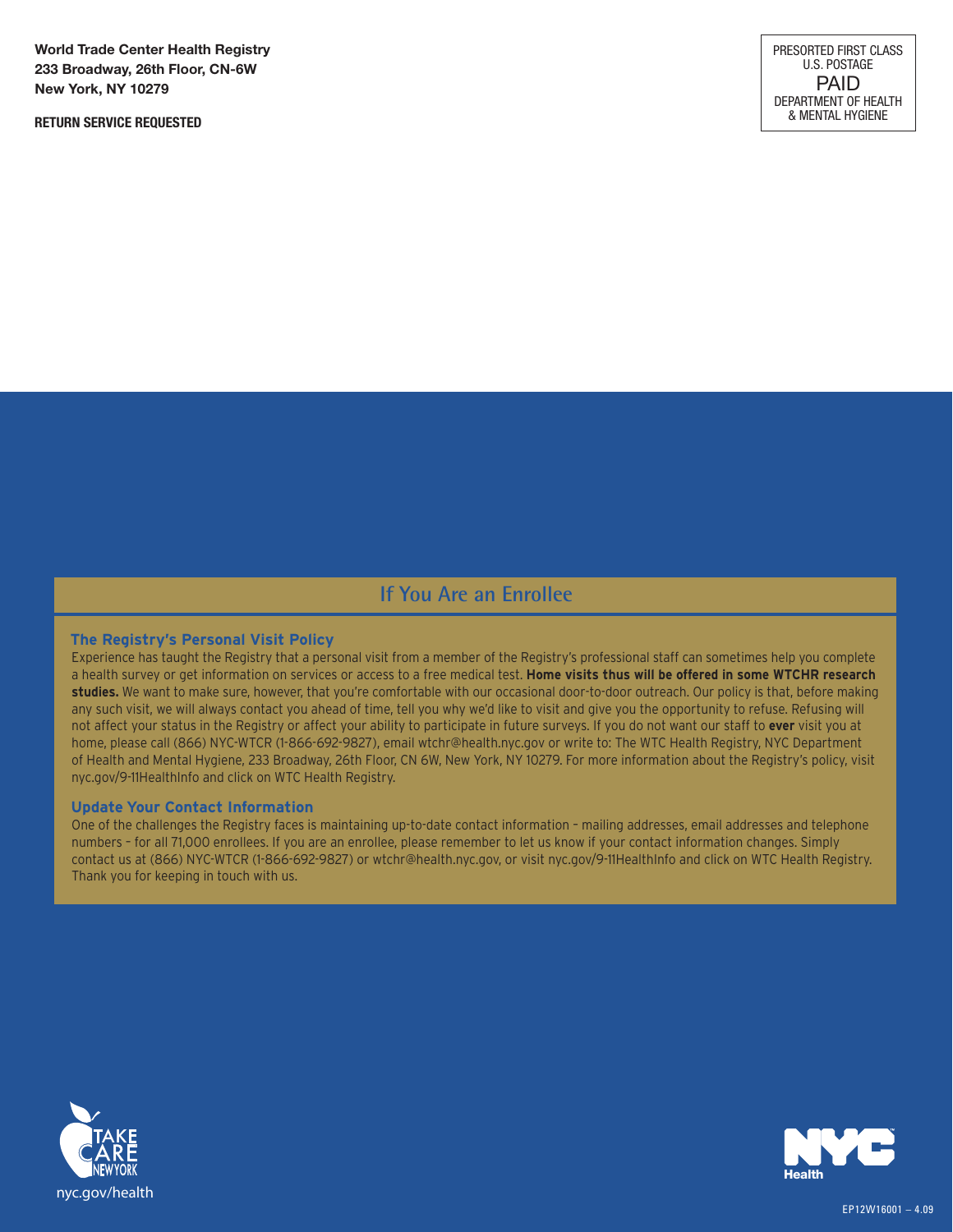World Trade Center Health Registry
233 Broadway, 26th Floor, CN-6W
New York, NY 10279

RETURN SERVICE REQUESTED

PRESORTED FIRST CLASS
U.S. POSTAGE
PAID
DEPARTMENT OF HEALTH
& MENTAL HYGIENE

## If You Are an Enrollee

### The Registry's Personal Visit Policy

Experience has taught the Registry that a personal visit from a member of the Registry's professional staff can sometimes help you complete a health survey or get information on services or access to a free medical test. **Home visits thus will be offered in some WTCHR research studies.** We want to make sure, however, that you're comfortable with our occasional door-to-door outreach. Our policy is that, before making any such visit, we will always contact you ahead of time, tell you why we'd like to visit and give you the opportunity to refuse. Refusing will not affect your status in the Registry or affect your ability to participate in future surveys. If you do not want our staff to **ever** visit you at home, please call (866) NYC-WTCR (1-866-692-9827), email wtchr@health.nyc.gov or write to: The WTC Health Registry, NYC Department of Health and Mental Hygiene, 233 Broadway, 26th Floor, CN 6W, New York, NY 10279. For more information about the Registry's policy, visit nyc.gov/9-11HealthInfo and click on WTC Health Registry.

### Update Your Contact Information

One of the challenges the Registry faces is maintaining up-to-date contact information – mailing addresses, email addresses and telephone numbers – for all 71,000 enrollees. If you are an enrollee, please remember to let us know if your contact information changes. Simply contact us at (866) NYC-WTCR (1-866-692-9827) or wtchr@health.nyc.gov, or visit nyc.gov/9-11HealthInfo and click on WTC Health Registry. Thank you for keeping in touch with us.

TAKE CARE NEW YORK
nyc.gov/health

NYC Health

EP12W16001 – 4.09